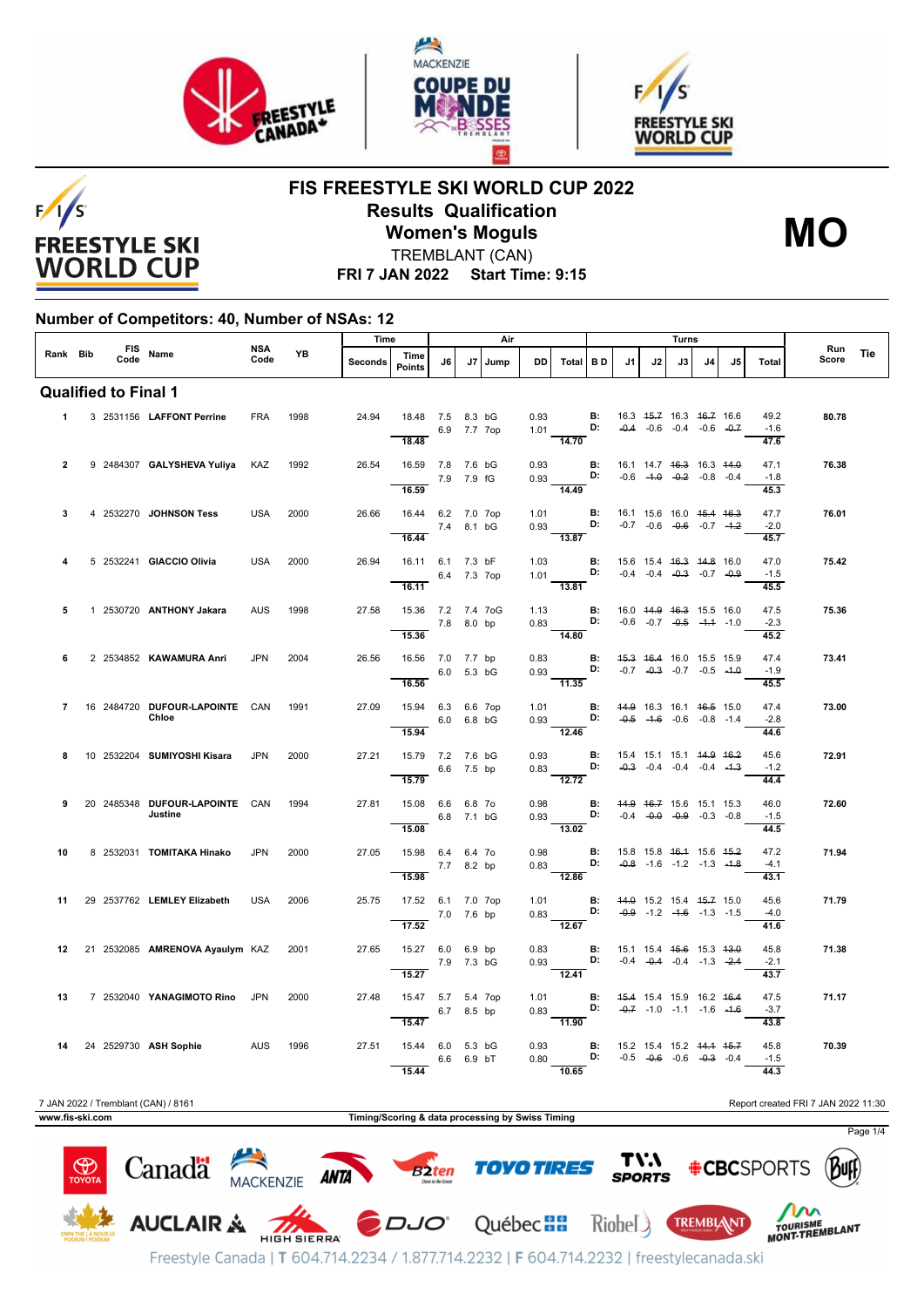# FIS FREESTYLE SKI WORLD CUP 2022

## Results Qualification

## Women's Moguls

**MO**

TREMBLANT (CAN)

**FRI 7 JAN 2022 Start Time: 9:15**

### Number of Competitors: 40, Number of NSAs: 12

| Rank | Bib | FIS Code | Name | NSA Code | YB | Time Seconds | Time Points | J6 | J7 | Jump | DD | Air Total | B D | J1 | J2 | J3 | J4 | J5 | Turns Total | Run Score | Tie |
|---|---|---|---|---|---|---|---|---|---|---|---|---|---|---|---|---|---|---|---|---|---|
| **Qualified to Final 1** | | | | | | | | | | | | | | | | | | | | | |
| 1 | 3 | 2531156 | **LAFFONT Perrine** | FRA | 1998 | 24.94 | 18.48 | 7.5 | 8.3 | bG | 0.93 | | B: | 16.3 | ~~15.7~~ | 16.3 | ~~16.7~~ | 16.6 | 49.2 | **80.78** | |
| | | | | | | | | 6.9 | 7.7 | 7op | 1.01 | | D: | ~~-0.4~~ | -0.6 | -0.4 | -0.6 | ~~-0.7~~ | -1.6 | | |
| | | | | | | | 18.48 | | | | | 14.70 | | | | | | | 47.6 | | |
| 2 | 9 | 2484307 | **GALYSHEVA Yuliya** | KAZ | 1992 | 26.54 | 16.59 | 7.8 | 7.6 | bG | 0.93 | | B: | 16.1 | 14.7 | ~~16.3~~ | 16.3 | ~~14.0~~ | 47.1 | **76.38** | |
| | | | | | | | | 7.9 | 7.9 | fG | 0.93 | | D: | -0.6 | ~~-1.0~~ | ~~-0.2~~ | -0.8 | -0.4 | -1.8 | | |
| | | | | | | | 16.59 | | | | | 14.49 | | | | | | | 45.3 | | |
| 3 | 4 | 2532270 | **JOHNSON Tess** | USA | 2000 | 26.66 | 16.44 | 6.2 | 7.0 | 7op | 1.01 | | B: | 16.1 | 15.6 | 16.0 | ~~15.4~~ | ~~16.3~~ | 47.7 | **76.01** | |
| | | | | | | | | 7.4 | 8.1 | bG | 0.93 | | D: | -0.7 | -0.6 | ~~-0.6~~ | -0.7 | ~~-1.2~~ | -2.0 | | |
| | | | | | | | 16.44 | | | | | 13.87 | | | | | | | 45.7 | | |
| 4 | 5 | 2532241 | **GIACCIO Olivia** | USA | 2000 | 26.94 | 16.11 | 6.1 | 7.3 | bF | 1.03 | | B: | 15.6 | 15.4 | ~~16.3~~ | ~~14.8~~ | 16.0 | 47.0 | **75.42** | |
| | | | | | | | | 6.4 | 7.3 | 7op | 1.01 | | D: | -0.4 | -0.4 | ~~-0.3~~ | -0.7 | ~~-0.9~~ | -1.5 | | |
| | | | | | | | 16.11 | | | | | 13.81 | | | | | | | 45.5 | | |
| 5 | 1 | 2530720 | **ANTHONY Jakara** | AUS | 1998 | 27.58 | 15.36 | 7.2 | 7.4 | 7oG | 1.13 | | B: | 16.0 | ~~14.9~~ | ~~16.3~~ | 15.5 | 16.0 | 47.5 | **75.36** | |
| | | | | | | | | 7.8 | 8.0 | bp | 0.83 | | D: | -0.6 | -0.7 | ~~-0.5~~ | ~~-1.1~~ | -1.0 | -2.3 | | |
| | | | | | | | 15.36 | | | | | 14.80 | | | | | | | 45.2 | | |
| 6 | 2 | 2534852 | **KAWAMURA Anri** | JPN | 2004 | 26.56 | 16.56 | 7.0 | 7.7 | bp | 0.83 | | B: | ~~15.3~~ | ~~16.4~~ | 16.0 | 15.5 | 15.9 | 47.4 | **73.41** | |
| | | | | | | | | 6.0 | 5.3 | bG | 0.93 | | D: | -0.7 | ~~-0.3~~ | -0.7 | -0.5 | ~~-1.0~~ | -1.9 | | |
| | | | | | | | 16.56 | | | | | 11.35 | | | | | | | 45.5 | | |
| 7 | 16 | 2484720 | **DUFOUR-LAPOINTE Chloe** | CAN | 1991 | 27.09 | 15.94 | 6.3 | 6.6 | 7op | 1.01 | | B: | ~~14.9~~ | 16.3 | 16.1 | ~~16.5~~ | 15.0 | 47.4 | **73.00** | |
| | | | | | | | | 6.0 | 6.8 | bG | 0.93 | | D: | ~~-0.5~~ | ~~-1.6~~ | -0.6 | -0.8 | -1.4 | -2.8 | | |
| | | | | | | | 15.94 | | | | | 12.46 | | | | | | | 44.6 | | |
| 8 | 10 | 2532204 | **SUMIYOSHI Kisara** | JPN | 2000 | 27.21 | 15.79 | 7.2 | 7.6 | bG | 0.93 | | B: | 15.4 | 15.1 | 15.1 | ~~14.9~~ | ~~16.2~~ | 45.6 | **72.91** | |
| | | | | | | | | 6.6 | 7.5 | bp | 0.83 | | D: | ~~-0.3~~ | -0.4 | -0.4 | -0.4 | ~~-1.3~~ | -1.2 | | |
| | | | | | | | 15.79 | | | | | 12.72 | | | | | | | 44.4 | | |
| 9 | 20 | 2485348 | **DUFOUR-LAPOINTE Justine** | CAN | 1994 | 27.81 | 15.08 | 6.6 | 6.8 | 7o | 0.98 | | B: | ~~14.9~~ | ~~16.7~~ | 15.6 | 15.1 | 15.3 | 46.0 | **72.60** | |
| | | | | | | | | 6.8 | 7.1 | bG | 0.93 | | D: | -0.4 | ~~-0.0~~ | ~~-0.9~~ | -0.3 | -0.8 | -1.5 | | |
| | | | | | | | 15.08 | | | | | 13.02 | | | | | | | 44.5 | | |
| 10 | 8 | 2532031 | **TOMITAKA Hinako** | JPN | 2000 | 27.05 | 15.98 | 6.4 | 6.4 | 7o | 0.98 | | B: | 15.8 | 15.8 | ~~16.1~~ | 15.6 | ~~15.2~~ | 47.2 | **71.94** | |
| | | | | | | | | 7.7 | 8.2 | bp | 0.83 | | D: | ~~-0.8~~ | -1.6 | -1.2 | -1.3 | ~~-1.8~~ | -4.1 | | |
| | | | | | | | 15.98 | | | | | 12.86 | | | | | | | 43.1 | | |
| 11 | 29 | 2537762 | **LEMLEY Elizabeth** | USA | 2006 | 25.75 | 17.52 | 6.1 | 7.0 | 7op | 1.01 | | B: | ~~14.0~~ | 15.2 | 15.4 | ~~15.7~~ | 15.0 | 45.6 | **71.79** | |
| | | | | | | | | 7.0 | 7.6 | bp | 0.83 | | D: | ~~-0.9~~ | -1.2 | ~~-1.6~~ | -1.3 | -1.5 | -4.0 | | |
| | | | | | | | 17.52 | | | | | 12.67 | | | | | | | 41.6 | | |
| 12 | 21 | 2532085 | **AMRENOVA Ayaulym** | KAZ | 2001 | 27.65 | 15.27 | 6.0 | 6.9 | bp | 0.83 | | B: | 15.1 | 15.4 | ~~15.6~~ | 15.3 | ~~13.0~~ | 45.8 | **71.38** | |
| | | | | | | | | 7.9 | 7.3 | bG | 0.93 | | D: | -0.4 | ~~-0.4~~ | -0.4 | -1.3 | ~~-2.4~~ | -2.1 | | |
| | | | | | | | 15.27 | | | | | 12.41 | | | | | | | 43.7 | | |
| 13 | 7 | 2532040 | **YANAGIMOTO Rino** | JPN | 2000 | 27.48 | 15.47 | 5.7 | 5.4 | 7op | 1.01 | | B: | ~~15.4~~ | 15.4 | 15.9 | 16.2 | ~~16.4~~ | 47.5 | **71.17** | |
| | | | | | | | | 6.7 | 8.5 | bp | 0.83 | | D: | ~~-0.7~~ | -1.0 | -1.1 | -1.6 | ~~-1.6~~ | -3.7 | | |
| | | | | | | | 15.47 | | | | | 11.90 | | | | | | | 43.8 | | |
| 14 | 24 | 2529730 | **ASH Sophie** | AUS | 1996 | 27.51 | 15.44 | 6.0 | 5.3 | bG | 0.93 | | B: | 15.2 | 15.4 | 15.2 | ~~14.1~~ | ~~15.7~~ | 45.8 | **70.39** | |
| | | | | | | | | 6.6 | 6.9 | bT | 0.80 | | D: | -0.5 | ~~-0.6~~ | -0.6 | ~~-0.3~~ | -0.4 | -1.5 | | |
| | | | | | | | 15.44 | | | | | 10.65 | | | | | | | 44.3 | | |

7 JAN 2022 / Tremblant (CAN) / 8161

Report created FRI 7 JAN 2022 11:30

www.fis-ski.com

Timing/Scoring & data processing by Swiss Timing

Freestyle Canada | T 604.714.2234 / 1.877.714.2232 | F 604.714.2232 | freestylecanada.ski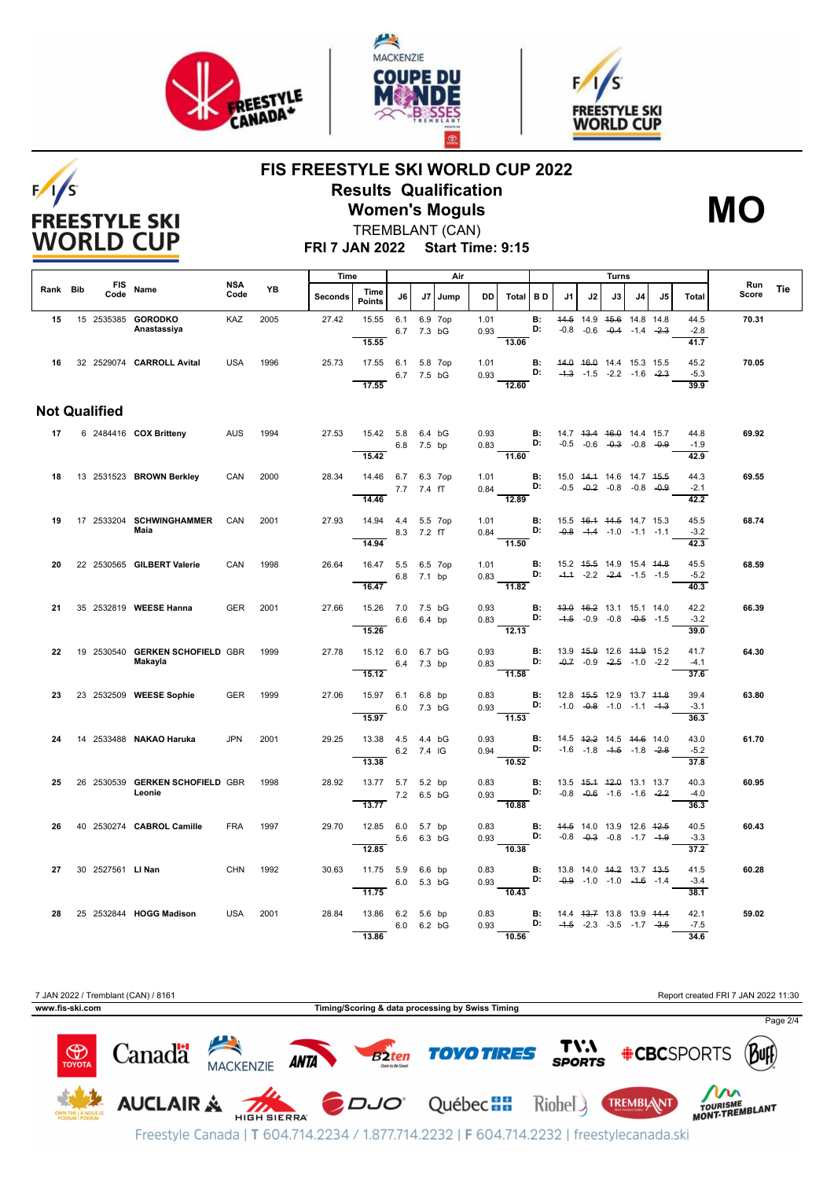# FIS FREESTYLE SKI WORLD CUP 2022

## Results Qualification

## Women's Moguls

**MO**

TREMBLANT (CAN)

**FRI 7 JAN 2022 Start Time: 9:15**

| Rank | Bib | FIS Code | Name | NSA Code | YB | Time Seconds | Time Points | Air J6 | Air J7 | Jump | DD | Air Total | BD | Turns J1 | Turns J2 | Turns J3 | Turns J4 | Turns J5 | Turns Total | Run Score | Tie |
|---|---|---|---|---|---|---|---|---|---|---|---|---|---|---|---|---|---|---|---|---|---|
| 15 | 15 | 2535385 | **GORODKO Anastassiya** | KAZ | 2005 | 27.42 | 15.55 | 6.1 | 6.9 | 7op | 1.01 | | B: | ~~14.5~~ | 14.9 | ~~15.6~~ | 14.8 | 14.8 | 44.5 | **70.31** | |
| | | | | | | | | 6.7 | 7.3 | bG | 0.93 | | D: | -0.8 | -0.6 | ~~-0.4~~ | -1.4 | ~~-2.3~~ | -2.8 | | |
| | | | | | | | 15.55 | | | | | 13.06 | | | | | | | 41.7 | | |
| 16 | 32 | 2529074 | **CARROLL Avital** | USA | 1996 | 25.73 | 17.55 | 6.1 | 5.8 | 7op | 1.01 | | B: | ~~14.0~~ | ~~16.0~~ | 14.4 | 15.3 | 15.5 | 45.2 | **70.05** | |
| | | | | | | | | 6.7 | 7.5 | bG | 0.93 | | D: | ~~-1.3~~ | -1.5 | -2.2 | -1.6 | ~~-2.3~~ | -5.3 | | |
| | | | | | | | 17.55 | | | | | 12.60 | | | | | | | 39.9 | | |

## Not Qualified

| Rank | Bib | FIS Code | Name | NSA Code | YB | Time Seconds | Time Points | Air J6 | Air J7 | Jump | DD | Air Total | BD | Turns J1 | Turns J2 | Turns J3 | Turns J4 | Turns J5 | Turns Total | Run Score | Tie |
|---|---|---|---|---|---|---|---|---|---|---|---|---|---|---|---|---|---|---|---|---|---|
| 17 | 6 | 2484416 | **COX Britteny** | AUS | 1994 | 27.53 | 15.42 | 5.8 | 6.4 | bG | 0.93 | | B: | 14.7 | ~~13.4~~ | ~~16.0~~ | 14.4 | 15.7 | 44.8 | **69.92** | |
| | | | | | | | | 6.8 | 7.5 | bp | 0.83 | | D: | -0.5 | -0.6 | ~~-0.3~~ | -0.8 | ~~-0.9~~ | -1.9 | | |
| | | | | | | | 15.42 | | | | | 11.60 | | | | | | | 42.9 | | |
| 18 | 13 | 2531523 | **BROWN Berkley** | CAN | 2000 | 28.34 | 14.46 | 6.7 | 6.3 | 7op | 1.01 | | B: | 15.0 | ~~14.1~~ | 14.6 | 14.7 | ~~15.5~~ | 44.3 | **69.55** | |
| | | | | | | | | 7.7 | 7.4 | fT | 0.84 | | D: | -0.5 | ~~-0.2~~ | -0.8 | -0.8 | ~~-0.9~~ | -2.1 | | |
| | | | | | | | 14.46 | | | | | 12.89 | | | | | | | 42.2 | | |
| 19 | 17 | 2533204 | **SCHWINGHAMMER Maia** | CAN | 2001 | 27.93 | 14.94 | 4.4 | 5.5 | 7op | 1.01 | | B: | 15.5 | ~~16.1~~ | ~~14.5~~ | 14.7 | 15.3 | 45.5 | **68.74** | |
| | | | | | | | | 8.3 | 7.2 | fT | 0.84 | | D: | ~~-0.8~~ | ~~-1.4~~ | -1.0 | -1.1 | -1.1 | -3.2 | | |
| | | | | | | | 14.94 | | | | | 11.50 | | | | | | | 42.3 | | |
| 20 | 22 | 2530565 | **GILBERT Valerie** | CAN | 1998 | 26.64 | 16.47 | 5.5 | 6.5 | 7op | 1.01 | | B: | 15.2 | ~~15.5~~ | 14.9 | 15.4 | ~~14.8~~ | 45.5 | **68.59** | |
| | | | | | | | | 6.8 | 7.1 | bp | 0.83 | | D: | ~~-1.1~~ | -2.2 | ~~-2.4~~ | -1.5 | -1.5 | -5.2 | | |
| | | | | | | | 16.47 | | | | | 11.82 | | | | | | | 40.3 | | |
| 21 | 35 | 2532819 | **WEESE Hanna** | GER | 2001 | 27.66 | 15.26 | 7.0 | 7.5 | bG | 0.93 | | B: | ~~13.0~~ | ~~16.2~~ | 13.1 | 15.1 | 14.0 | 42.2 | **66.39** | |
| | | | | | | | | 6.6 | 6.4 | bp | 0.83 | | D: | ~~-1.5~~ | -0.9 | -0.8 | ~~-0.5~~ | -1.5 | -3.2 | | |
| | | | | | | | 15.26 | | | | | 12.13 | | | | | | | 39.0 | | |
| 22 | 19 | 2530540 | **GERKEN SCHOFIELD Makayla** | GBR | 1999 | 27.78 | 15.12 | 6.0 | 6.7 | bG | 0.93 | | B: | 13.9 | ~~15.9~~ | 12.6 | ~~11.9~~ | 15.2 | 41.7 | **64.30** | |
| | | | | | | | | 6.4 | 7.3 | bp | 0.83 | | D: | ~~-0.7~~ | -0.9 | ~~-2.5~~ | -1.0 | -2.2 | -4.1 | | |
| | | | | | | | 15.12 | | | | | 11.58 | | | | | | | 37.6 | | |
| 23 | 23 | 2532509 | **WEESE Sophie** | GER | 1999 | 27.06 | 15.97 | 6.1 | 6.8 | bp | 0.83 | | B: | 12.8 | ~~15.5~~ | 12.9 | 13.7 | ~~11.8~~ | 39.4 | **63.80** | |
| | | | | | | | | 6.0 | 7.3 | bG | 0.93 | | D: | -1.0 | ~~-0.8~~ | -1.0 | -1.1 | ~~-1.3~~ | -3.1 | | |
| | | | | | | | 15.97 | | | | | 11.53 | | | | | | | 36.3 | | |
| 24 | 14 | 2533488 | **NAKAO Haruka** | JPN | 2001 | 29.25 | 13.38 | 4.5 | 4.4 | bG | 0.93 | | B: | 14.5 | ~~12.2~~ | 14.5 | ~~14.6~~ | 14.0 | 43.0 | **61.70** | |
| | | | | | | | | 6.2 | 7.4 | IG | 0.94 | | D: | -1.6 | -1.8 | ~~-1.5~~ | -1.8 | ~~-2.8~~ | -5.2 | | |
| | | | | | | | 13.38 | | | | | 10.52 | | | | | | | 37.8 | | |
| 25 | 26 | 2530539 | **GERKEN SCHOFIELD Leonie** | GBR | 1998 | 28.92 | 13.77 | 5.7 | 5.2 | bp | 0.83 | | B: | 13.5 | ~~15.1~~ | ~~12.0~~ | 13.1 | 13.7 | 40.3 | **60.95** | |
| | | | | | | | | 7.2 | 6.5 | bG | 0.93 | | D: | -0.8 | ~~-0.6~~ | -1.6 | -1.6 | ~~-2.2~~ | -4.0 | | |
| | | | | | | | 13.77 | | | | | 10.88 | | | | | | | 36.3 | | |
| 26 | 40 | 2530274 | **CABROL Camille** | FRA | 1997 | 29.70 | 12.85 | 6.0 | 5.7 | bp | 0.83 | | B: | ~~14.5~~ | 14.0 | 13.9 | 12.6 | ~~12.5~~ | 40.5 | **60.43** | |
| | | | | | | | | 5.6 | 6.3 | bG | 0.93 | | D: | -0.8 | ~~-0.3~~ | -0.8 | -1.7 | ~~-1.9~~ | -3.3 | | |
| | | | | | | | 12.85 | | | | | 10.38 | | | | | | | 37.2 | | |
| 27 | 30 | 2527561 | **LI Nan** | CHN | 1992 | 30.63 | 11.75 | 5.9 | 6.6 | bp | 0.83 | | B: | 13.8 | 14.0 | ~~14.2~~ | 13.7 | ~~13.5~~ | 41.5 | **60.28** | |
| | | | | | | | | 6.0 | 5.3 | bG | 0.93 | | D: | ~~-0.9~~ | -1.0 | -1.0 | ~~-1.6~~ | -1.4 | -3.4 | | |
| | | | | | | | 11.75 | | | | | 10.43 | | | | | | | 38.1 | | |
| 28 | 25 | 2532844 | **HOGG Madison** | USA | 2001 | 28.84 | 13.86 | 6.2 | 5.6 | bp | 0.83 | | B: | 14.4 | ~~13.7~~ | 13.8 | 13.9 | ~~14.4~~ | 42.1 | **59.02** | |
| | | | | | | | | 6.0 | 6.2 | bG | 0.93 | | D: | ~~-1.5~~ | -2.3 | -3.5 | -1.7 | ~~-3.5~~ | -7.5 | | |
| | | | | | | | 13.86 | | | | | 10.56 | | | | | | | 34.6 | | |

7 JAN 2022 / Tremblant (CAN) / 8161 — Report created FRI 7 JAN 2022 11:30

www.fis-ski.com — Timing/Scoring & data processing by Swiss Timing

Freestyle Canada | T 604.714.2234 / 1.877.714.2232 | F 604.714.2232 | freestylecanada.ski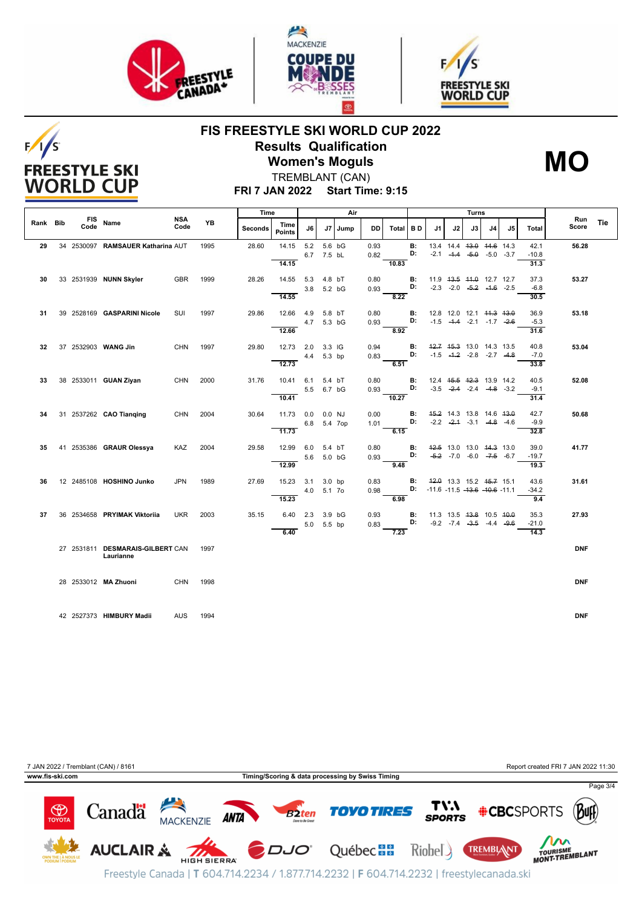# FIS FREESTYLE SKI WORLD CUP 2022

## Results Qualification

## Women's Moguls

**MO**

TREMBLANT (CAN)

**FRI 7 JAN 2022 Start Time: 9:15**

| Rank | Bib | FIS Code | Name | NSA Code | YB | Time Seconds | Time Points | Air J6 | Air J7 | Jump | DD | Air Total | B D | J1 | J2 | J3 | J4 | J5 | Turns Total | Run Score | Tie |
|---|---|---|---|---|---|---|---|---|---|---|---|---|---|---|---|---|---|---|---|---|---|
| 29 | 34 | 2530097 | RAMSAUER Katharina | AUT | 1995 | 28.60 | 14.15 | 5.2 / 6.7 | 5.6 / 7.5 | bG / bL | 0.93 / 0.82 | 10.83 | B: / D: | 13.4 / -2.1 | 14.4 / ~~-1.4~~ | ~~13.0~~ / ~~-5.0~~ | ~~14.6~~ / -5.0 | 14.3 / -3.7 | 42.1 / -10.8 / 31.3 | 56.28 | |
| 30 | 33 | 2531939 | NUNN Skyler | GBR | 1999 | 28.26 | 14.55 | 5.3 / 3.8 | 4.8 / 5.2 | bT / bG | 0.80 / 0.93 | 8.22 | B: / D: | 11.9 / -2.3 | ~~13.5~~ / -2.0 | ~~11.0~~ / ~~-5.2~~ | 12.7 / ~~-1.6~~ | 12.7 / -2.5 | 37.3 / -6.8 / 30.5 | 53.27 | |
| 31 | 39 | 2528169 | GASPARINI Nicole | SUI | 1997 | 29.86 | 12.66 | 4.9 / 4.7 | 5.8 / 5.3 | bT / bG | 0.80 / 0.93 | 8.92 | B: / D: | 12.8 / -1.5 | 12.0 / ~~-1.4~~ | 12.1 / -2.1 | ~~11.3~~ / -1.7 | ~~13.0~~ / ~~-2.6~~ | 36.9 / -5.3 / 31.6 | 53.18 | |
| 32 | 37 | 2532903 | WANG Jin | CHN | 1997 | 29.80 | 12.73 | 2.0 / 4.4 | 3.3 / 5.3 | lG / bp | 0.94 / 0.83 | 6.51 | B: / D: | ~~12.7~~ / -1.5 | ~~15.3~~ / ~~-1.2~~ | 13.0 / -2.8 | 14.3 / -2.7 | 13.5 / ~~-4.8~~ | 40.8 / -7.0 / 33.8 | 53.04 | |
| 33 | 38 | 2533011 | GUAN Ziyan | CHN | 2000 | 31.76 | 10.41 | 6.1 / 5.5 | 5.4 / 6.7 | bT / bG | 0.80 / 0.93 | 10.27 | B: / D: | 12.4 / -3.5 | ~~15.5~~ / ~~-2.4~~ | ~~12.3~~ / -2.4 | 13.9 / ~~-4.8~~ | 14.2 / -3.2 | 40.5 / -9.1 / 31.4 | 52.08 | |
| 34 | 31 | 2537262 | CAO Tianqing | CHN | 2004 | 30.64 | 11.73 | 0.0 / 6.8 | 0.0 / 5.4 | NJ / 7op | 0.00 / 1.01 | 6.15 | B: / D: | ~~15.2~~ / -2.2 | 14.3 / ~~-2.1~~ | 13.8 / -3.1 | 14.6 / ~~-4.8~~ | ~~13.0~~ / -4.6 | 42.7 / -9.9 / 32.8 | 50.68 | |
| 35 | 41 | 2535386 | GRAUR Olessya | KAZ | 2004 | 29.58 | 12.99 | 6.0 / 5.6 | 5.4 / 5.0 | bT / bG | 0.80 / 0.93 | 9.48 | B: / D: | ~~12.5~~ / ~~-5.2~~ | 13.0 / -7.0 | 13.0 / -6.0 | ~~14.3~~ / ~~-7.5~~ | 13.0 / -6.7 | 39.0 / -19.7 / 19.3 | 41.77 | |
| 36 | 12 | 2485108 | HOSHINO Junko | JPN | 1989 | 27.69 | 15.23 | 3.1 / 4.0 | 3.0 / 5.1 | bp / 7o | 0.83 / 0.98 | 6.98 | B: / D: | ~~12.0~~ / -11.6 | 13.3 / -11.5 | 15.2 / ~~-13.6~~ | ~~15.7~~ / ~~-10.6~~ | 15.1 / -11.1 | 43.6 / -34.2 / 9.4 | 31.61 | |
| 37 | 36 | 2534658 | PRYIMAK Viktoriia | UKR | 2003 | 35.15 | 6.40 | 2.3 / 5.0 | 3.9 / 5.5 | bG / bp | 0.93 / 0.83 | 7.23 | B: / D: | 11.3 / -9.2 | 13.5 / -7.4 | ~~13.8~~ / ~~-3.5~~ | 10.5 / -4.4 | ~~10.0~~ / ~~-9.6~~ | 35.3 / -21.0 / 14.3 | 27.93 | |
| | 27 | 2531811 | DESMARAIS-GILBERT Laurianne | CAN | 1997 | | | | | | | | | | | | | | | DNF | |
| | 28 | 2533012 | MA Zhuoni | CHN | 1998 | | | | | | | | | | | | | | | DNF | |
| | 42 | 2527373 | HIMBURY Madii | AUS | 1994 | | | | | | | | | | | | | | | DNF | |

7 JAN 2022 / Tremblant (CAN) / 8161 — Report created FRI 7 JAN 2022 11:30

www.fis-ski.com — Timing/Scoring & data processing by Swiss Timing

Freestyle Canada | T 604.714.2234 / 1.877.714.2232 | F 604.714.2232 | freestylecanada.ski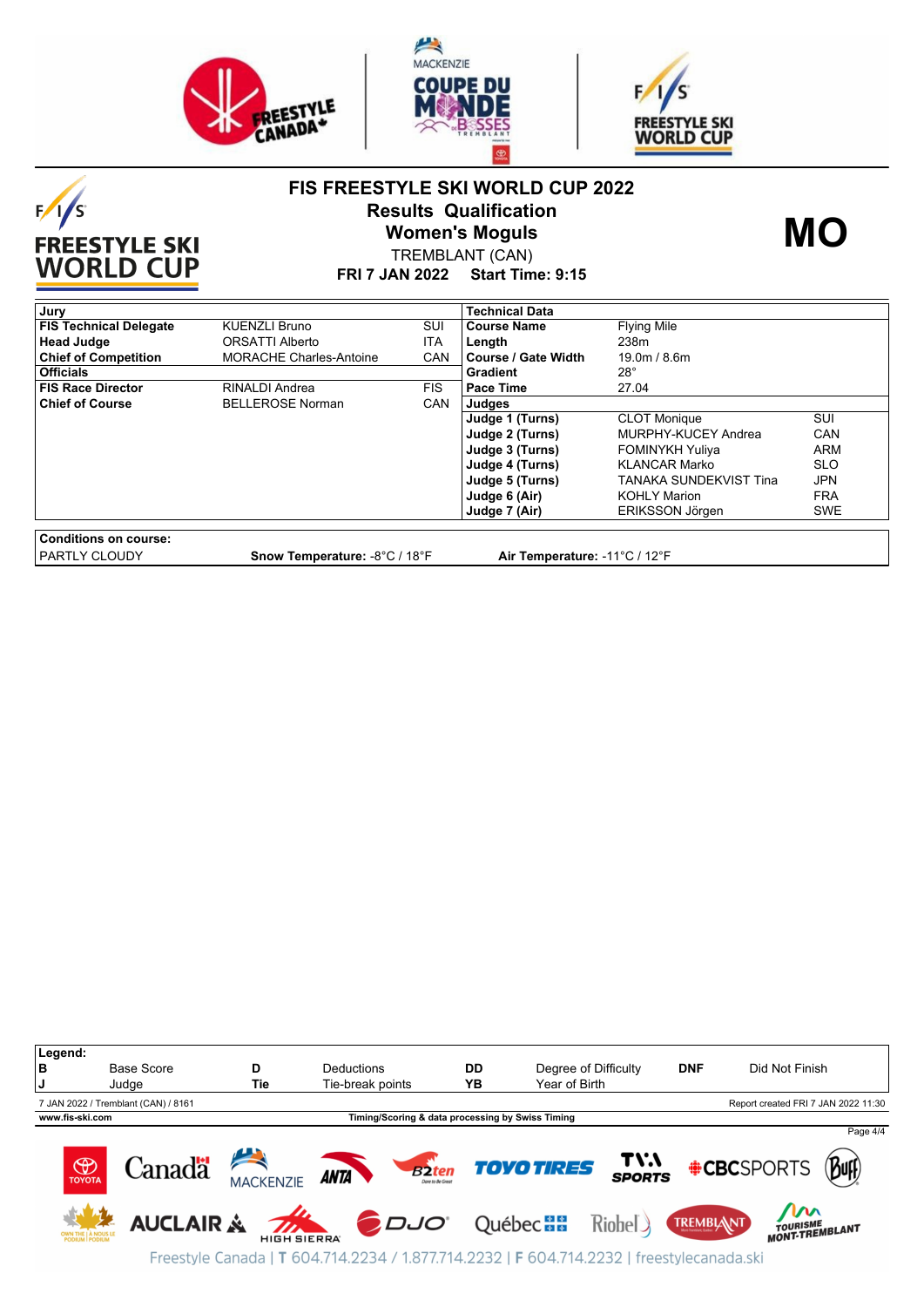# FIS FREESTYLE SKI WORLD CUP 2022

## Results Qualification

## Women's Moguls

TREMBLANT (CAN)

**FRI 7 JAN 2022 Start Time: 9:15**

**MO**

| Jury | | |
|---|---|---|
| **FIS Technical Delegate** | KUENZLI Bruno | SUI |
| **Head Judge** | ORSATTI Alberto | ITA |
| **Chief of Competition** | MORACHE Charles-Antoine | CAN |
| **Officials** | | |
| **FIS Race Director** | RINALDI Andrea | FIS |
| **Chief of Course** | BELLEROSE Norman | CAN |

| Technical Data | | |
|---|---|---|
| **Course Name** | Flying Mile | |
| **Length** | 238m | |
| **Course / Gate Width** | 19.0m / 8.6m | |
| **Gradient** | 28° | |
| **Pace Time** | 27.04 | |
| **Judges** | | |
| **Judge 1 (Turns)** | CLOT Monique | SUI |
| **Judge 2 (Turns)** | MURPHY-KUCEY Andrea | CAN |
| **Judge 3 (Turns)** | FOMINYKH Yuliya | ARM |
| **Judge 4 (Turns)** | KLANCAR Marko | SLO |
| **Judge 5 (Turns)** | TANAKA SUNDEKVIST Tina | JPN |
| **Judge 6 (Air)** | KOHLY Marion | FRA |
| **Judge 7 (Air)** | ERIKSSON Jörgen | SWE |

**Conditions on course:**
PARTLY CLOUDY — **Snow Temperature:** -8°C / 18°F — **Air Temperature:** -11°C / 12°F

**Legend:**

| | | | | | | | |
|---|---|---|---|---|---|---|---|
| **B** | Base Score | **D** | Deductions | **DD** | Degree of Difficulty | **DNF** | Did Not Finish |
| **J** | Judge | **Tie** | Tie-break points | **YB** | Year of Birth | | |

7 JAN 2022 / Tremblant (CAN) / 8161 — Report created FRI 7 JAN 2022 11:30

www.fis-ski.com — Timing/Scoring & data processing by Swiss Timing

Freestyle Canada | T 604.714.2234 / 1.877.714.2232 | F 604.714.2232 | freestylecanada.ski